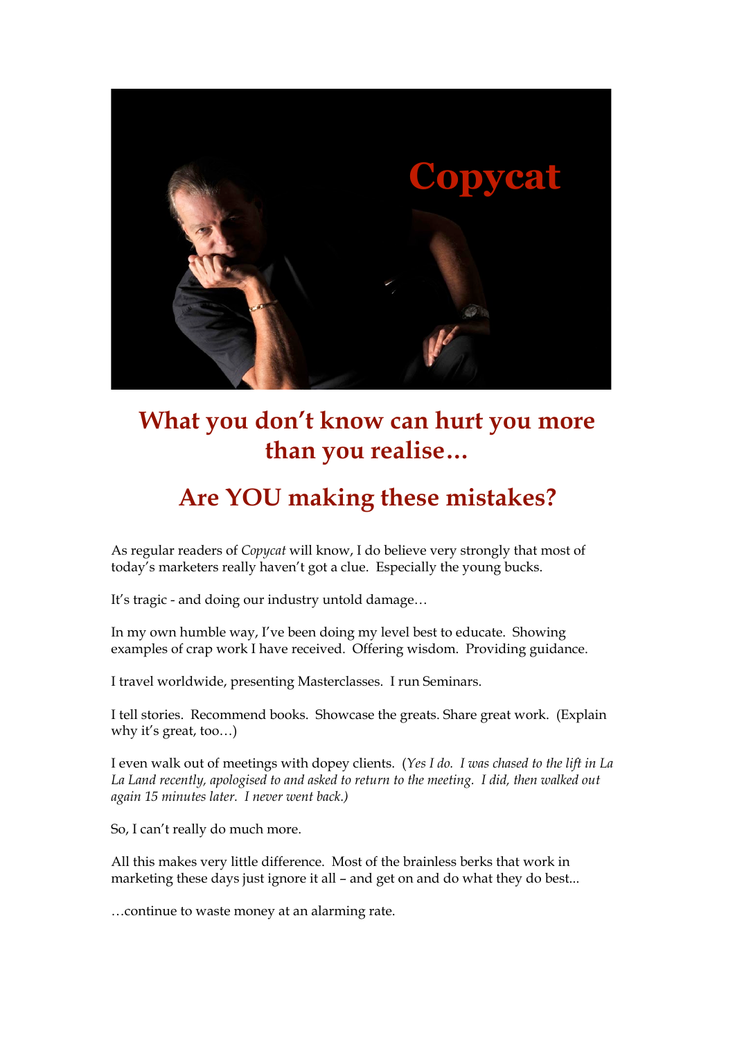**Copycat**

# What you don't know can hurt you more than you realise…

# Are YOU making these mistakes?

As regular readers of *Copycat* will know, I do believe very strongly that most of today's marketers really haven't got a clue. Especially the young bucks.

It's tragic - and doing our industry untold damage…

In my own humble way, I've been doing my level best to educate. Showing examples of crap work I have received. Offering wisdom. Providing guidance.

I travel worldwide, presenting Masterclasses. I run Seminars.

I tell stories. Recommend books. Showcase the greats. Share great work. (Explain why it's great, too…)

I even walk out of meetings with dopey clients. (*Yes I do. I was chased to the lift in La La Land recently, apologised to and asked to return to the meeting. I did, then walked out again 15 minutes later. I never went back.)*

So, I can't really do much more.

All this makes very little difference. Most of the brainless berks that work in marketing these days just ignore it all – and get on and do what they do best...

…continue to waste money at an alarming rate.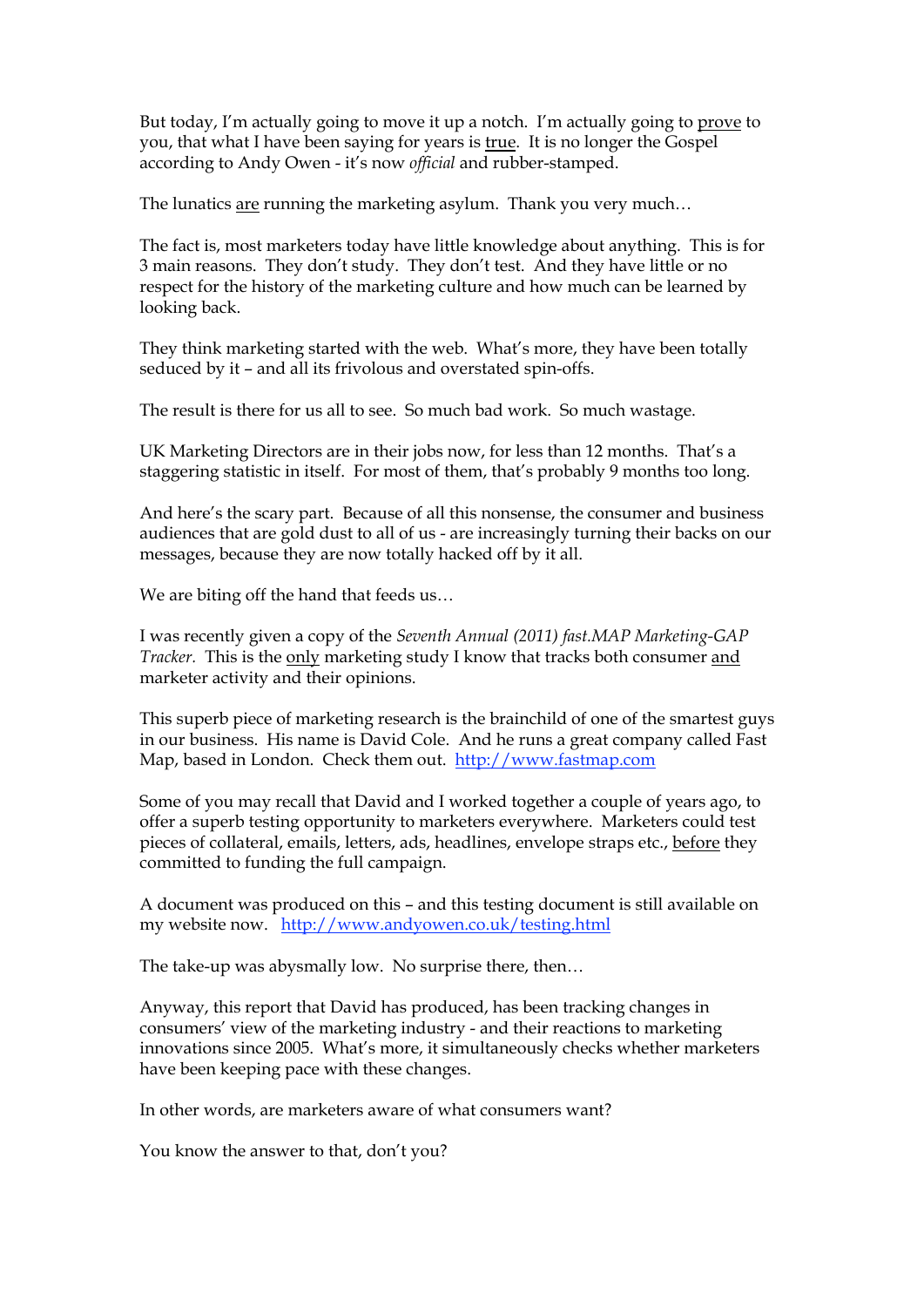But today, I'm actually going to move it up a notch. I'm actually going to <u>prove</u> to you, that what I have been saying for years is <u>true</u>. It is no longer the Gospel according to Andy Owen - it's now *official* and rubber-stamped.

The lunatics <u>are</u> running the marketing asylum. Thank you very much…

The fact is, most marketers today have little knowledge about anything. This is for 3 main reasons. They don't study. They don't test. And they have little or no respect for the history of the marketing culture and how much can be learned by looking back.

They think marketing started with the web. What's more, they have been totally seduced by it – and all its frivolous and overstated spin-offs.

The result is there for us all to see. So much bad work. So much wastage.

UK Marketing Directors are in their jobs now, for less than 12 months. That's a staggering statistic in itself. For most of them, that's probably 9 months too long.

And here's the scary part. Because of all this nonsense, the consumer and business audiences that are gold dust to all of us - are increasingly turning their backs on our messages, because they are now totally hacked off by it all.

We are biting off the hand that feeds us…

I was recently given a copy of the *Seventh Annual (2011) fast.MAP Marketing-GAP Tracker*. This is the <u>only</u> marketing study I know that tracks both consumer <u>and</u> marketer activity and their opinions.

This superb piece of marketing research is the brainchild of one of the smartest guys in our business. His name is David Cole. And he runs a great company called Fast Map, based in London. Check them out. [http://www.fastmap.com](http://www.fastmap.com)

Some of you may recall that David and I worked together a couple of years ago, to offer a superb testing opportunity to marketers everywhere. Marketers could test pieces of collateral, emails, letters, ads, headlines, envelope straps etc., <u>before</u> they committed to funding the full campaign.

A document was produced on this – and this testing document is still available on my website now. [http://www.andyowen.co.uk/testing.html](http://www.andyowen.co.uk/testing.html)

The take-up was abysmally low. No surprise there, then…

Anyway, this report that David has produced, has been tracking changes in consumers' view of the marketing industry - and their reactions to marketing innovations since 2005. What's more, it simultaneously checks whether marketers have been keeping pace with these changes.

In other words, are marketers aware of what consumers want?

You know the answer to that, don't you?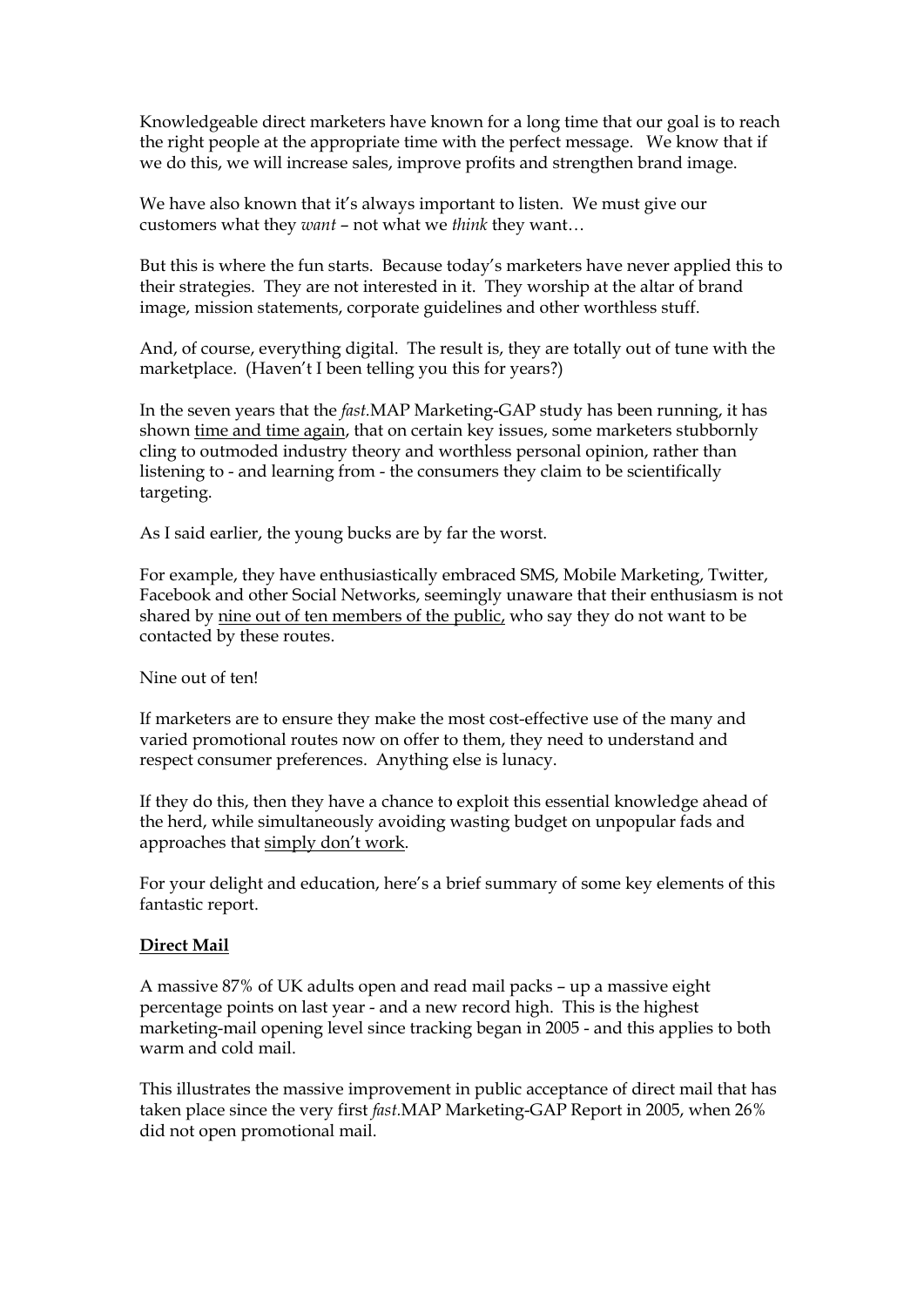Knowledgeable direct marketers have known for a long time that our goal is to reach the right people at the appropriate time with the perfect message. We know that if we do this, we will increase sales, improve profits and strengthen brand image.

We have also known that it's always important to listen. We must give our customers what they *want* – not what we *think* they want…

But this is where the fun starts. Because today's marketers have never applied this to their strategies. They are not interested in it. They worship at the altar of brand image, mission statements, corporate guidelines and other worthless stuff.

And, of course, everything digital. The result is, they are totally out of tune with the marketplace. (Haven't I been telling you this for years?)

In the seven years that the *fast.*MAP Marketing-GAP study has been running, it has shown <u>time and time again</u>, that on certain key issues, some marketers stubbornly cling to outmoded industry theory and worthless personal opinion, rather than listening to - and learning from - the consumers they claim to be scientifically targeting.

As I said earlier, the young bucks are by far the worst.

For example, they have enthusiastically embraced SMS, Mobile Marketing, Twitter, Facebook and other Social Networks, seemingly unaware that their enthusiasm is not shared by <u>nine out of ten members of the public,</u> who say they do not want to be contacted by these routes.

Nine out of ten!

If marketers are to ensure they make the most cost-effective use of the many and varied promotional routes now on offer to them, they need to understand and respect consumer preferences. Anything else is lunacy.

If they do this, then they have a chance to exploit this essential knowledge ahead of the herd, while simultaneously avoiding wasting budget on unpopular fads and approaches that <u>simply don't work</u>.

For your delight and education, here's a brief summary of some key elements of this fantastic report.

## <u>Direct Mail</u>

A massive 87% of UK adults open and read mail packs – up a massive eight percentage points on last year - and a new record high. This is the highest marketing-mail opening level since tracking began in 2005 - and this applies to both warm and cold mail.

This illustrates the massive improvement in public acceptance of direct mail that has taken place since the very first *fast.*MAP Marketing-GAP Report in 2005, when 26% did not open promotional mail.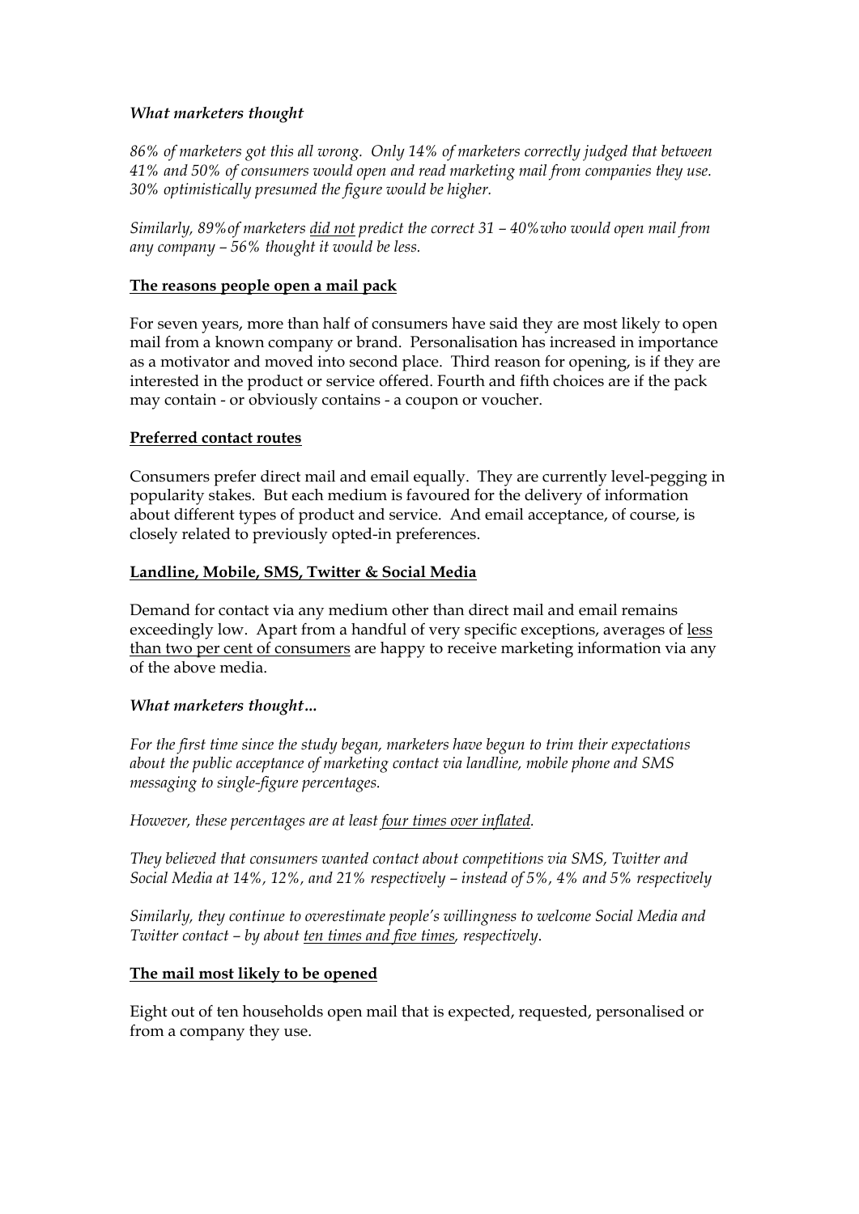### *What marketers thought*

*86% of marketers got this all wrong. Only 14% of marketers correctly judged that between 41% and 50% of consumers would open and read marketing mail from companies they use. 30% optimistically presumed the figure would be higher.*

*Similarly, 89%of marketers <u>did not</u> predict the correct 31 – 40%who would open mail from any company – 56% thought it would be less.*

## <u>The reasons people open a mail pack</u>

For seven years, more than half of consumers have said they are most likely to open mail from a known company or brand. Personalisation has increased in importance as a motivator and moved into second place. Third reason for opening, is if they are interested in the product or service offered. Fourth and fifth choices are if the pack may contain - or obviously contains - a coupon or voucher.

## <u>Preferred contact routes</u>

Consumers prefer direct mail and email equally. They are currently level-pegging in popularity stakes. But each medium is favoured for the delivery of information about different types of product and service. And email acceptance, of course, is closely related to previously opted-in preferences.

## <u>Landline, Mobile, SMS, Twitter & Social Media</u>

Demand for contact via any medium other than direct mail and email remains exceedingly low. Apart from a handful of very specific exceptions, averages of <u>less than two per cent of consumers</u> are happy to receive marketing information via any of the above media.

### *What marketers thought…*

*For the first time since the study began, marketers have begun to trim their expectations about the public acceptance of marketing contact via landline, mobile phone and SMS messaging to single-figure percentages.*

*However, these percentages are at least <u>four times over inflated</u>.*

*They believed that consumers wanted contact about competitions via SMS, Twitter and Social Media at 14%, 12%, and 21% respectively – instead of 5%, 4% and 5% respectively*

*Similarly, they continue to overestimate people's willingness to welcome Social Media and Twitter contact – by about <u>ten times and five times</u>, respectively.*

## <u>The mail most likely to be opened</u>

Eight out of ten households open mail that is expected, requested, personalised or from a company they use.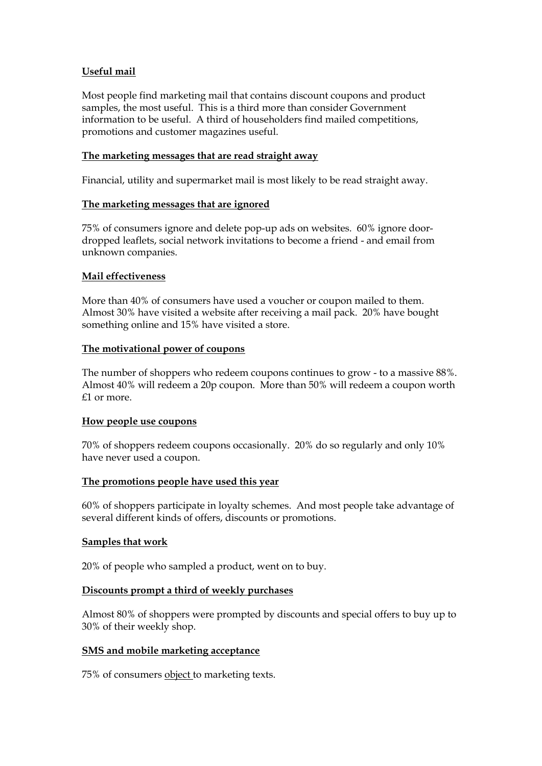**Useful mail**

Most people find marketing mail that contains discount coupons and product samples, the most useful. This is a third more than consider Government information to be useful. A third of householders find mailed competitions, promotions and customer magazines useful.

**The marketing messages that are read straight away**

Financial, utility and supermarket mail is most likely to be read straight away.

**The marketing messages that are ignored**

75% of consumers ignore and delete pop-up ads on websites. 60% ignore door-dropped leaflets, social network invitations to become a friend - and email from unknown companies.

**Mail effectiveness**

More than 40% of consumers have used a voucher or coupon mailed to them. Almost 30% have visited a website after receiving a mail pack. 20% have bought something online and 15% have visited a store.

**The motivational power of coupons**

The number of shoppers who redeem coupons continues to grow - to a massive 88%. Almost 40% will redeem a 20p coupon. More than 50% will redeem a coupon worth £1 or more.

**How people use coupons**

70% of shoppers redeem coupons occasionally. 20% do so regularly and only 10% have never used a coupon.

**The promotions people have used this year**

60% of shoppers participate in loyalty schemes. And most people take advantage of several different kinds of offers, discounts or promotions.

**Samples that work**

20% of people who sampled a product, went on to buy.

**Discounts prompt a third of weekly purchases**

Almost 80% of shoppers were prompted by discounts and special offers to buy up to 30% of their weekly shop.

**SMS and mobile marketing acceptance**

75% of consumers object to marketing texts.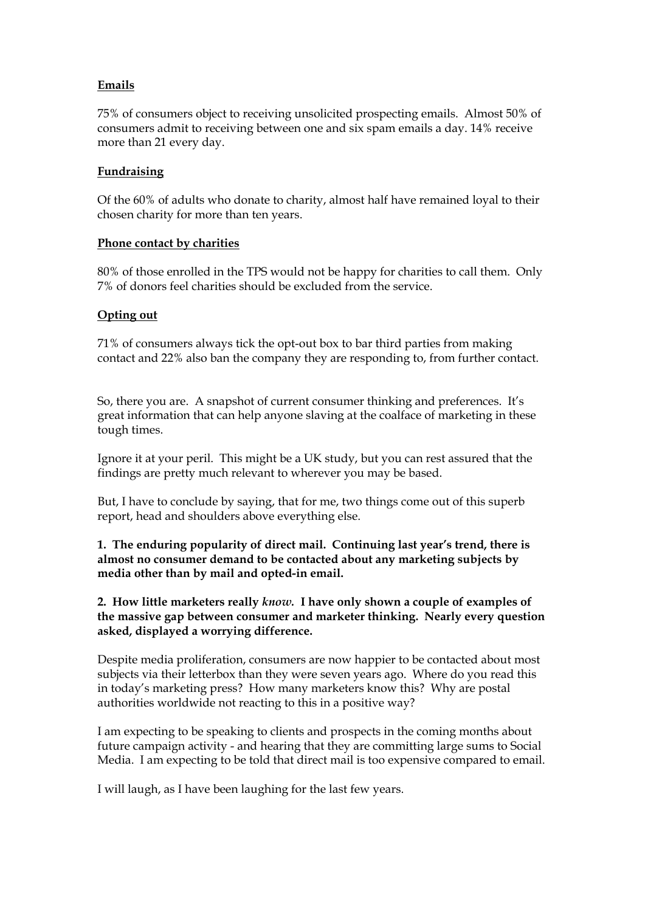**Emails**

75% of consumers object to receiving unsolicited prospecting emails. Almost 50% of consumers admit to receiving between one and six spam emails a day. 14% receive more than 21 every day.

**Fundraising**

Of the 60% of adults who donate to charity, almost half have remained loyal to their chosen charity for more than ten years.

**Phone contact by charities**

80% of those enrolled in the TPS would not be happy for charities to call them. Only 7% of donors feel charities should be excluded from the service.

**Opting out**

71% of consumers always tick the opt-out box to bar third parties from making contact and 22% also ban the company they are responding to, from further contact.

So, there you are. A snapshot of current consumer thinking and preferences. It's great information that can help anyone slaving at the coalface of marketing in these tough times.

Ignore it at your peril. This might be a UK study, but you can rest assured that the findings are pretty much relevant to wherever you may be based.

But, I have to conclude by saying, that for me, two things come out of this superb report, head and shoulders above everything else.

**1. The enduring popularity of direct mail. Continuing last year's trend, there is almost no consumer demand to be contacted about any marketing subjects by media other than by mail and opted-in email.**

**2. How little marketers really *know*. I have only shown a couple of examples of the massive gap between consumer and marketer thinking. Nearly every question asked, displayed a worrying difference.**

Despite media proliferation, consumers are now happier to be contacted about most subjects via their letterbox than they were seven years ago. Where do you read this in today's marketing press? How many marketers know this? Why are postal authorities worldwide not reacting to this in a positive way?

I am expecting to be speaking to clients and prospects in the coming months about future campaign activity - and hearing that they are committing large sums to Social Media. I am expecting to be told that direct mail is too expensive compared to email.

I will laugh, as I have been laughing for the last few years.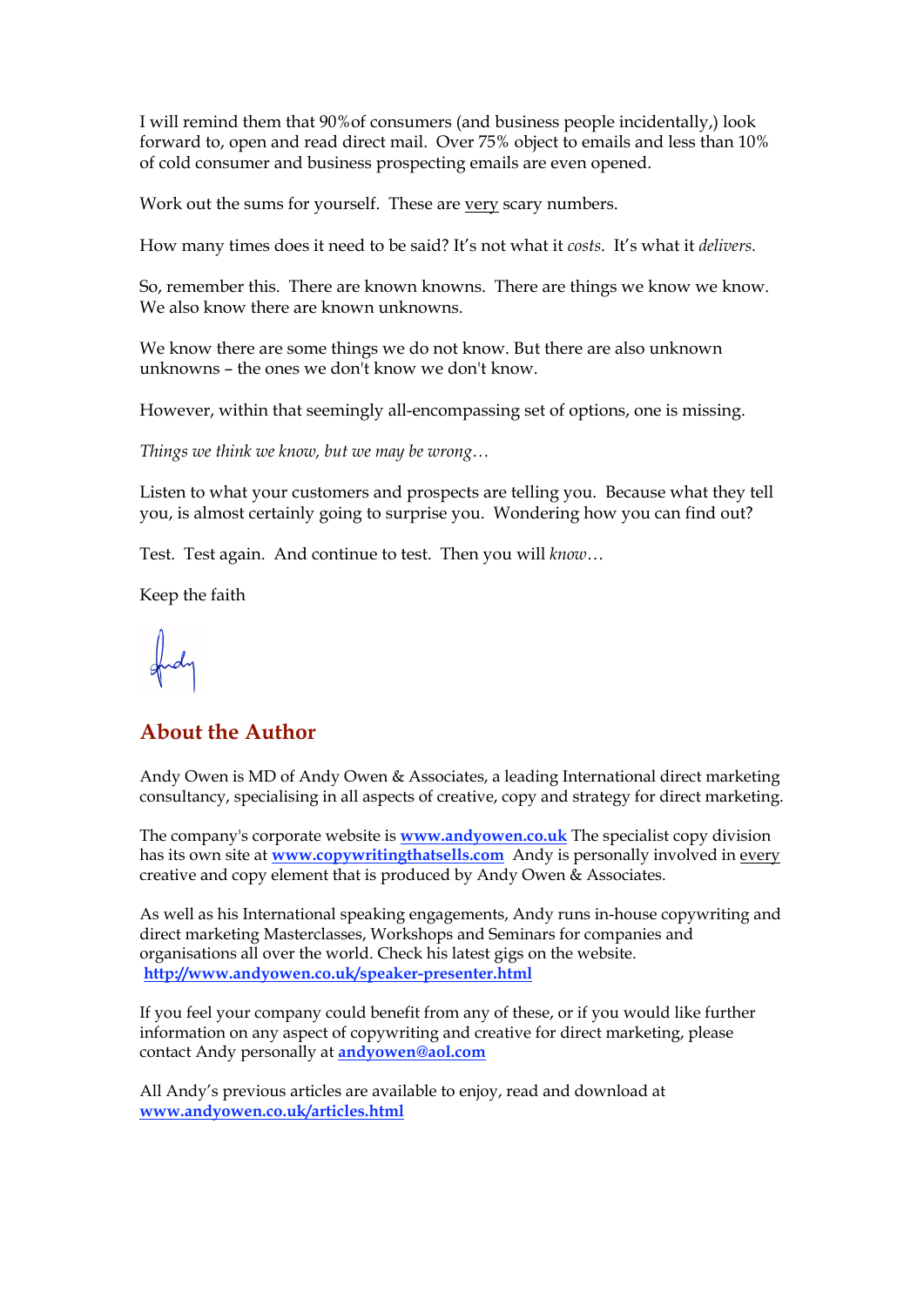I will remind them that 90%of consumers (and business people incidentally,) look forward to, open and read direct mail. Over 75% object to emails and less than 10% of cold consumer and business prospecting emails are even opened.

Work out the sums for yourself. These are <u>very</u> scary numbers.

How many times does it need to be said? It's not what it *costs*. It's what it *delivers.*

So, remember this. There are known knowns. There are things we know we know. We also know there are known unknowns.

We know there are some things we do not know. But there are also unknown unknowns – the ones we don't know we don't know.

However, within that seemingly all-encompassing set of options, one is missing.

*Things we think we know, but we may be wrong…*

Listen to what your customers and prospects are telling you. Because what they tell you, is almost certainly going to surprise you. Wondering how you can find out?

Test. Test again. And continue to test. Then you will *know*…

Keep the faith

Andy

## About the Author

Andy Owen is MD of Andy Owen & Associates, a leading International direct marketing consultancy, specialising in all aspects of creative, copy and strategy for direct marketing.

The company's corporate website is **www.andyowen.co.uk** The specialist copy division has its own site at **www.copywritingthatsells.com** Andy is personally involved in <u>every</u> creative and copy element that is produced by Andy Owen & Associates.

As well as his International speaking engagements, Andy runs in-house copywriting and direct marketing Masterclasses, Workshops and Seminars for companies and organisations all over the world. Check his latest gigs on the website. **http://www.andyowen.co.uk/speaker-presenter.html**

If you feel your company could benefit from any of these, or if you would like further information on any aspect of copywriting and creative for direct marketing, please contact Andy personally at **andyowen@aol.com**

All Andy's previous articles are available to enjoy, read and download at **www.andyowen.co.uk/articles.html**